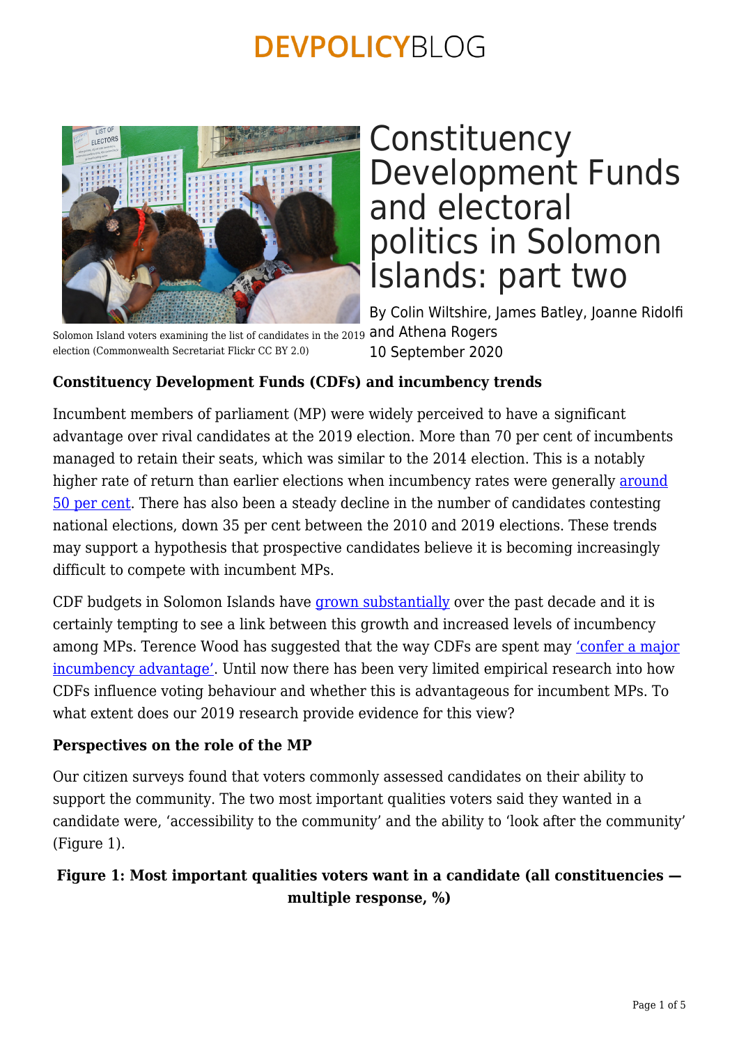# Constituency Development Funds and electoral politics in Solomon Islands: part two

By Colin Wiltshire, James Batley, Joanne Ridolfi and Athena Rogers
10 September 2020

Solomon Island voters examining the list of candidates in the 2019 election (Commonwealth Secretariat Flickr CC BY 2.0)

**Constituency Development Funds (CDFs) and incumbency trends**

Incumbent members of parliament (MP) were widely perceived to have a significant advantage over rival candidates at the 2019 election. More than 70 per cent of incumbents managed to retain their seats, which was similar to the 2014 election. This is a notably higher rate of return than earlier elections when incumbency rates were generally around 50 per cent. There has also been a steady decline in the number of candidates contesting national elections, down 35 per cent between the 2010 and 2019 elections. These trends may support a hypothesis that prospective candidates believe it is becoming increasingly difficult to compete with incumbent MPs.

CDF budgets in Solomon Islands have grown substantially over the past decade and it is certainly tempting to see a link between this growth and increased levels of incumbency among MPs. Terence Wood has suggested that the way CDFs are spent may 'confer a major incumbency advantage'. Until now there has been very limited empirical research into how CDFs influence voting behaviour and whether this is advantageous for incumbent MPs. To what extent does our 2019 research provide evidence for this view?

**Perspectives on the role of the MP**

Our citizen surveys found that voters commonly assessed candidates on their ability to support the community. The two most important qualities voters said they wanted in a candidate were, 'accessibility to the community' and the ability to 'look after the community' (Figure 1).

**Figure 1: Most important qualities voters want in a candidate (all constituencies — multiple response, %)**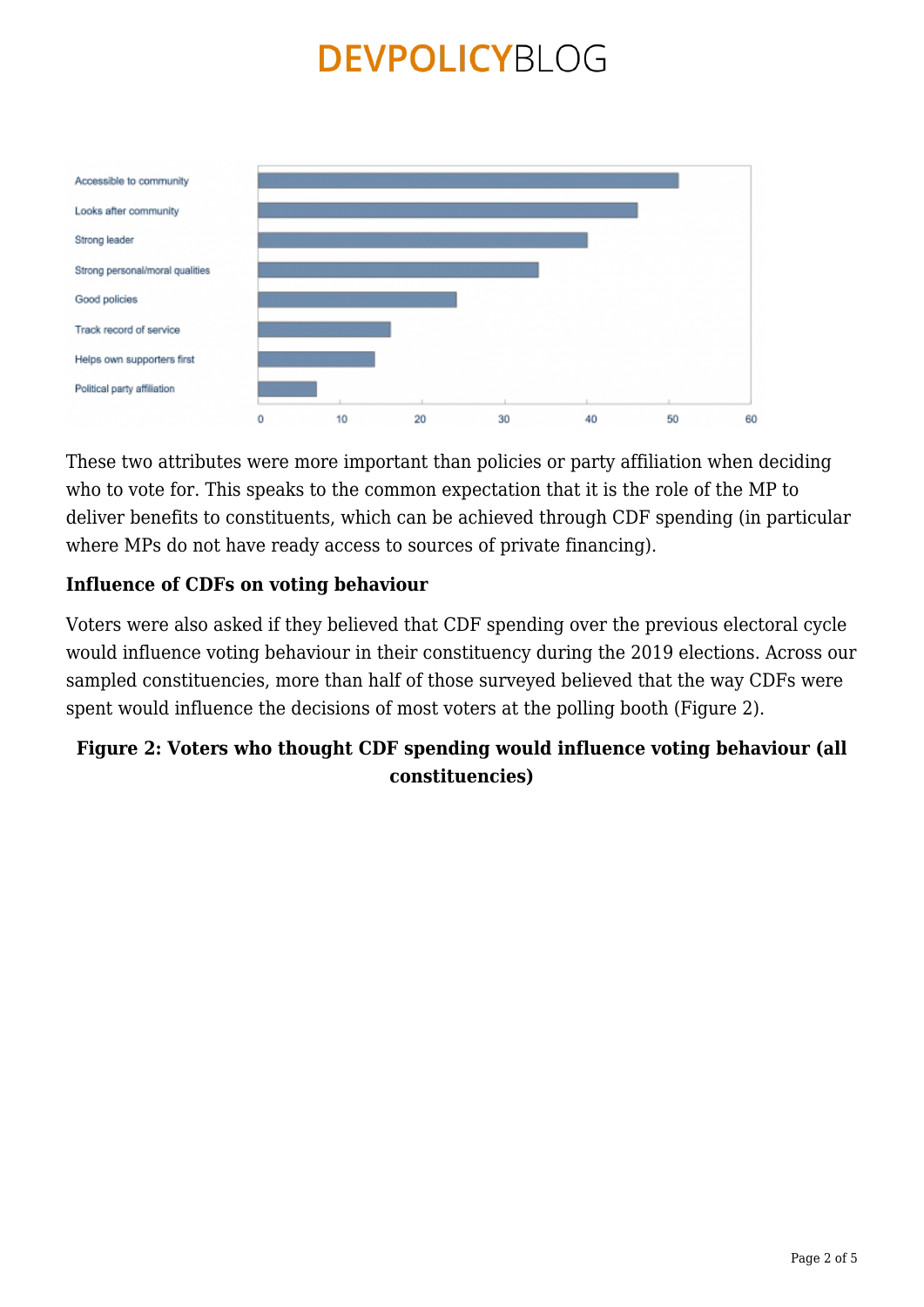These two attributes were more important than policies or party affiliation when deciding who to vote for. This speaks to the common expectation that it is the role of the MP to deliver benefits to constituents, which can be achieved through CDF spending (in particular where MPs do not have ready access to sources of private financing).

**Influence of CDFs on voting behaviour**

Voters were also asked if they believed that CDF spending over the previous electoral cycle would influence voting behaviour in their constituency during the 2019 elections. Across our sampled constituencies, more than half of those surveyed believed that the way CDFs were spent would influence the decisions of most voters at the polling booth (Figure 2).

**Figure 2: Voters who thought CDF spending would influence voting behaviour (all constituencies)**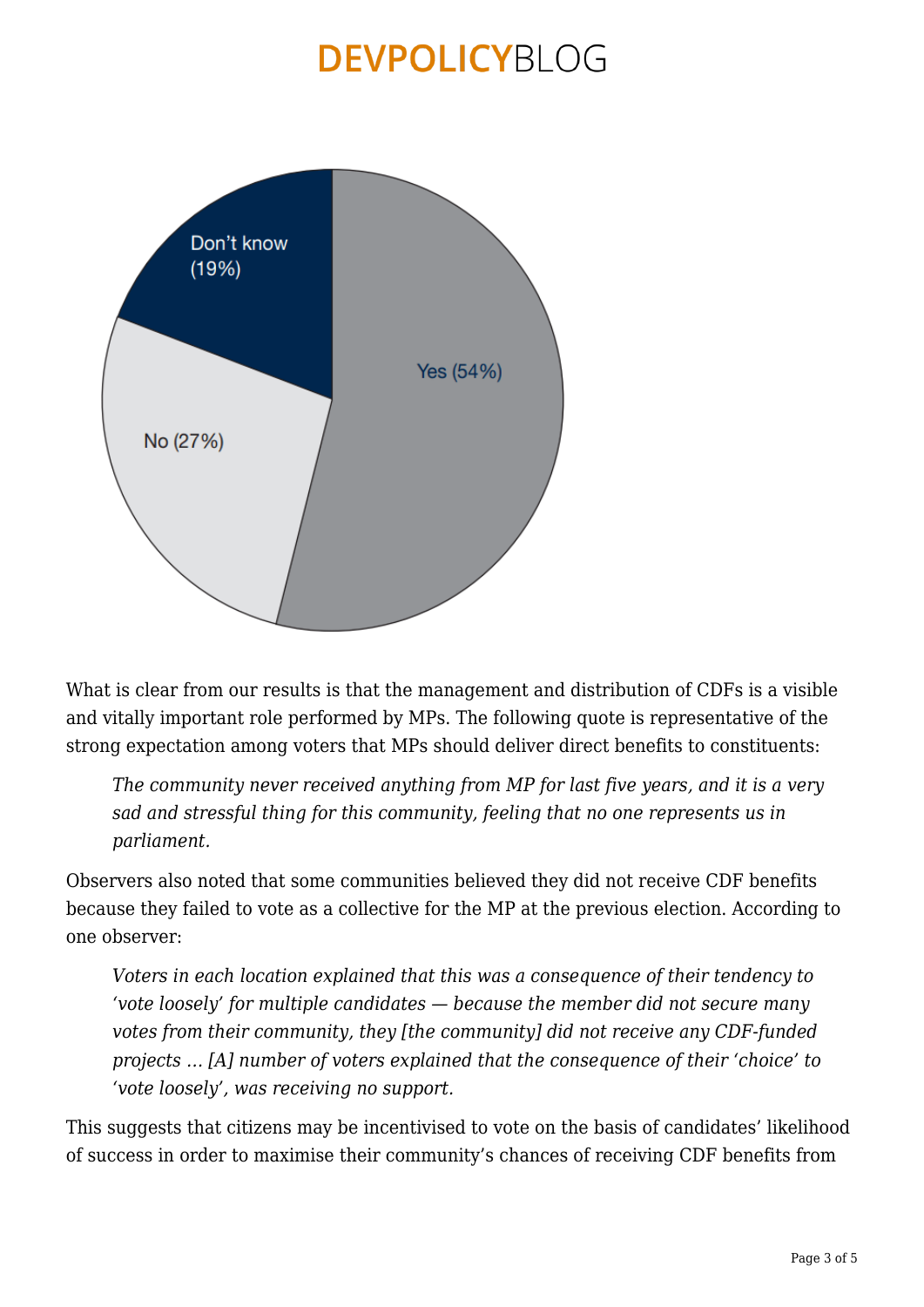What is clear from our results is that the management and distribution of CDFs is a visible and vitally important role performed by MPs. The following quote is representative of the strong expectation among voters that MPs should deliver direct benefits to constituents:

> *The community never received anything from MP for last five years, and it is a very sad and stressful thing for this community, feeling that no one represents us in parliament.*

Observers also noted that some communities believed they did not receive CDF benefits because they failed to vote as a collective for the MP at the previous election. According to one observer:

> *Voters in each location explained that this was a consequence of their tendency to 'vote loosely' for multiple candidates — because the member did not secure many votes from their community, they [the community] did not receive any CDF-funded projects … [A] number of voters explained that the consequence of their 'choice' to 'vote loosely', was receiving no support.*

This suggests that citizens may be incentivised to vote on the basis of candidates' likelihood of success in order to maximise their community's chances of receiving CDF benefits from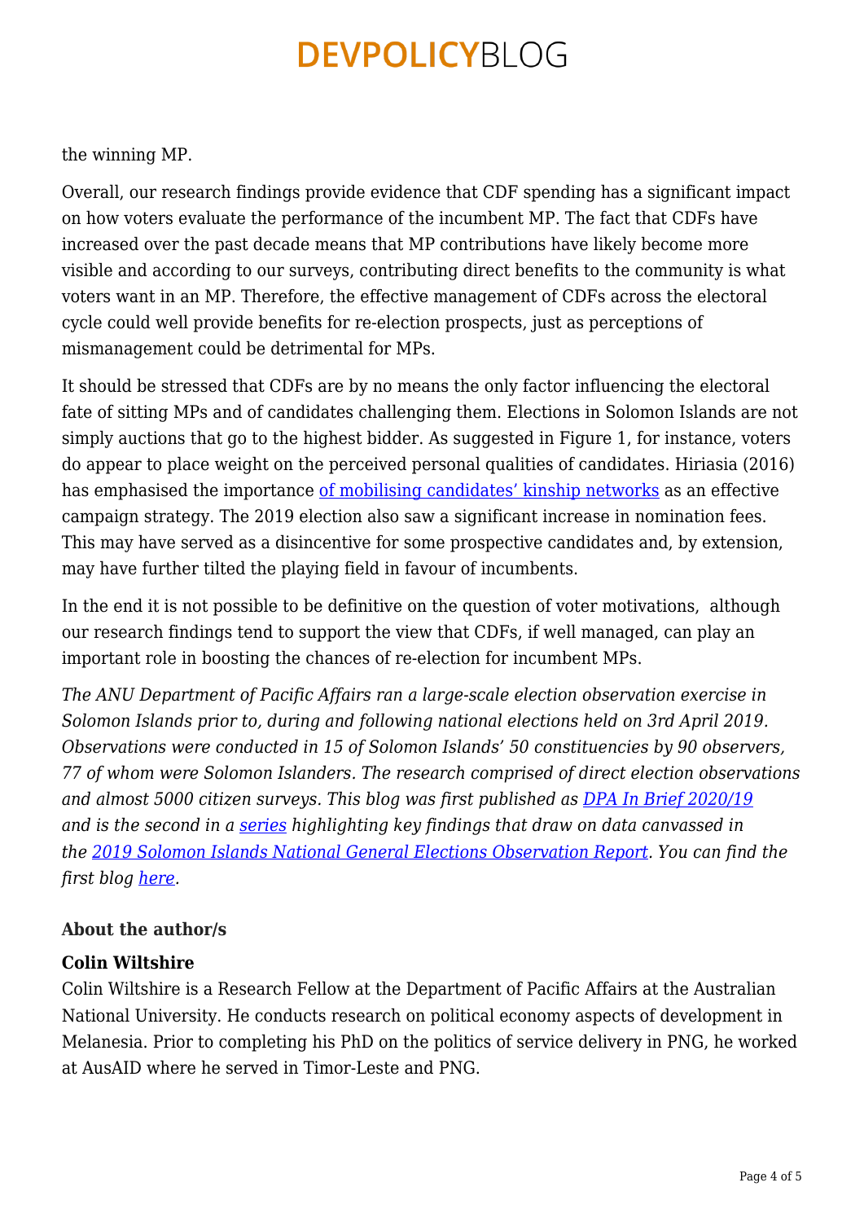the winning MP.

Overall, our research findings provide evidence that CDF spending has a significant impact on how voters evaluate the performance of the incumbent MP. The fact that CDFs have increased over the past decade means that MP contributions have likely become more visible and according to our surveys, contributing direct benefits to the community is what voters want in an MP. Therefore, the effective management of CDFs across the electoral cycle could well provide benefits for re-election prospects, just as perceptions of mismanagement could be detrimental for MPs.

It should be stressed that CDFs are by no means the only factor influencing the electoral fate of sitting MPs and of candidates challenging them. Elections in Solomon Islands are not simply auctions that go to the highest bidder. As suggested in Figure 1, for instance, voters do appear to place weight on the perceived personal qualities of candidates. Hiriasia (2016) has emphasised the importance of mobilising candidates' kinship networks as an effective campaign strategy. The 2019 election also saw a significant increase in nomination fees. This may have served as a disincentive for some prospective candidates and, by extension, may have further tilted the playing field in favour of incumbents.

In the end it is not possible to be definitive on the question of voter motivations, although our research findings tend to support the view that CDFs, if well managed, can play an important role in boosting the chances of re-election for incumbent MPs.

*The ANU Department of Pacific Affairs ran a large-scale election observation exercise in Solomon Islands prior to, during and following national elections held on 3rd April 2019. Observations were conducted in 15 of Solomon Islands' 50 constituencies by 90 observers, 77 of whom were Solomon Islanders. The research comprised of direct election observations and almost 5000 citizen surveys. This blog was first published as DPA In Brief 2020/19 and is the second in a series highlighting key findings that draw on data canvassed in the 2019 Solomon Islands National General Elections Observation Report. You can find the first blog here.*

**About the author/s**

**Colin Wiltshire**

Colin Wiltshire is a Research Fellow at the Department of Pacific Affairs at the Australian National University. He conducts research on political economy aspects of development in Melanesia. Prior to completing his PhD on the politics of service delivery in PNG, he worked at AusAID where he served in Timor-Leste and PNG.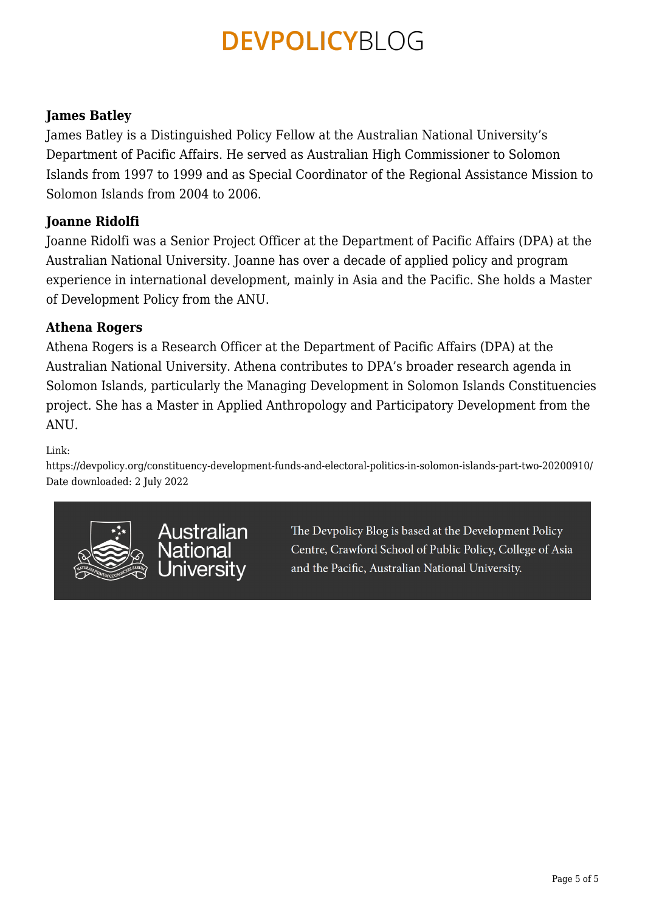**James Batley**

James Batley is a Distinguished Policy Fellow at the Australian National University's Department of Pacific Affairs. He served as Australian High Commissioner to Solomon Islands from 1997 to 1999 and as Special Coordinator of the Regional Assistance Mission to Solomon Islands from 2004 to 2006.

**Joanne Ridolfi**

Joanne Ridolfi was a Senior Project Officer at the Department of Pacific Affairs (DPA) at the Australian National University. Joanne has over a decade of applied policy and program experience in international development, mainly in Asia and the Pacific. She holds a Master of Development Policy from the ANU.

**Athena Rogers**

Athena Rogers is a Research Officer at the Department of Pacific Affairs (DPA) at the Australian National University. Athena contributes to DPA's broader research agenda in Solomon Islands, particularly the Managing Development in Solomon Islands Constituencies project. She has a Master in Applied Anthropology and Participatory Development from the ANU.

Link:
https://devpolicy.org/constituency-development-funds-and-electoral-politics-in-solomon-islands-part-two-20200910/
Date downloaded: 2 July 2022

Australian National University

The Devpolicy Blog is based at the Development Policy Centre, Crawford School of Public Policy, College of Asia and the Pacific, Australian National University.